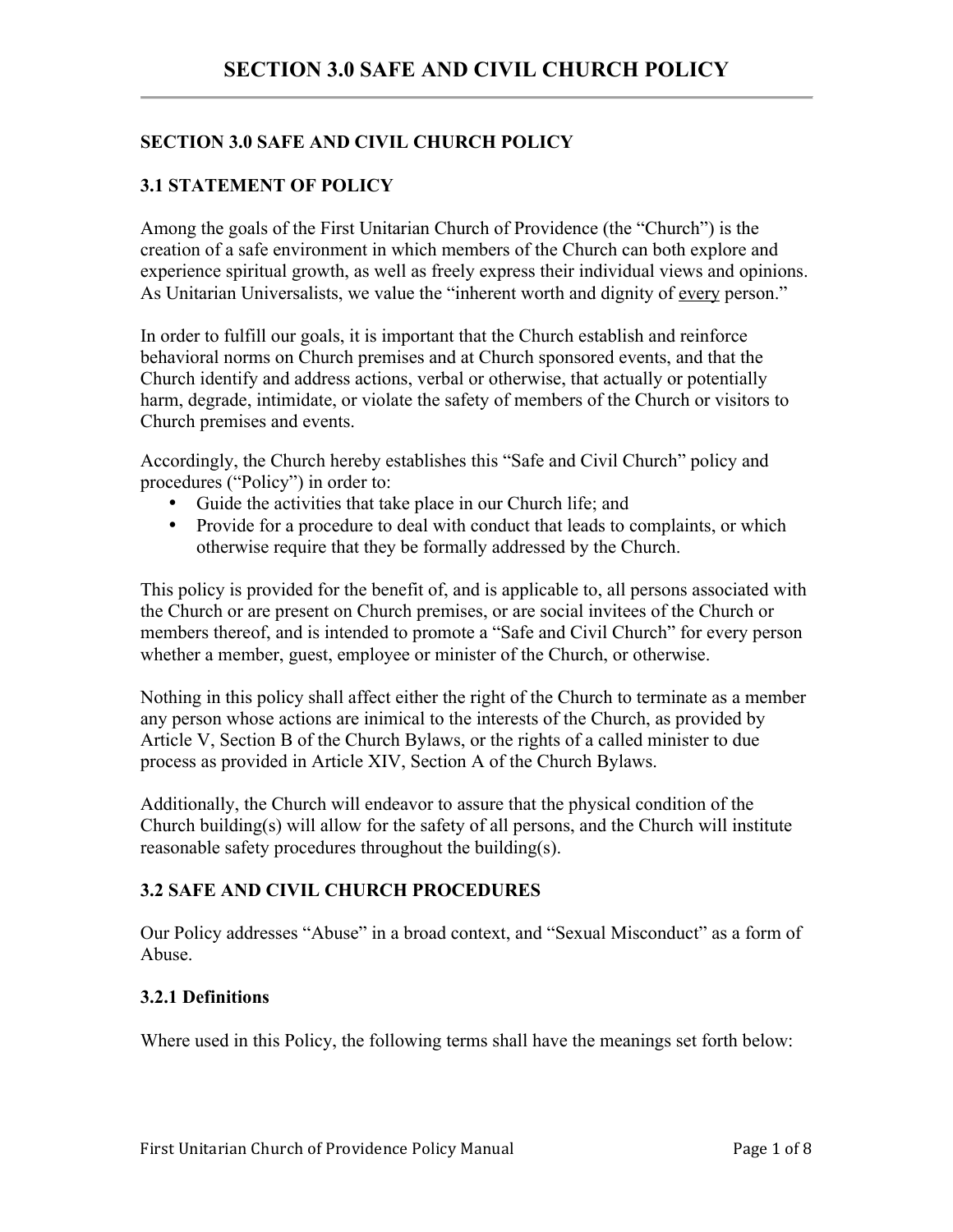# SECTION 3.0 SAFE AND CIVIL CHURCH POLICY

## 3.1 STATEMENT OF POLICY

Among the goals of the First Unitarian Church of Providence (the "Church") is the creation of a safe environment in which members of the Church can both explore and experience spiritual growth, as well as freely express their individual views and opinions. As Unitarian Universalists, we value the "inherent worth and dignity of <u>every</u> person."

In order to fulfill our goals, it is important that the Church establish and reinforce behavioral norms on Church premises and at Church sponsored events, and that the Church identify and address actions, verbal or otherwise, that actually or potentially harm, degrade, intimidate, or violate the safety of members of the Church or visitors to Church premises and events.

Accordingly, the Church hereby establishes this "Safe and Civil Church" policy and procedures ("Policy") in order to:

- Guide the activities that take place in our Church life; and
- Provide for a procedure to deal with conduct that leads to complaints, or which otherwise require that they be formally addressed by the Church.

This policy is provided for the benefit of, and is applicable to, all persons associated with the Church or are present on Church premises, or are social invitees of the Church or members thereof, and is intended to promote a "Safe and Civil Church" for every person whether a member, guest, employee or minister of the Church, or otherwise.

Nothing in this policy shall affect either the right of the Church to terminate as a member any person whose actions are inimical to the interests of the Church, as provided by Article V, Section B of the Church Bylaws, or the rights of a called minister to due process as provided in Article XIV, Section A of the Church Bylaws.

Additionally, the Church will endeavor to assure that the physical condition of the Church building(s) will allow for the safety of all persons, and the Church will institute reasonable safety procedures throughout the building(s).

## 3.2 SAFE AND CIVIL CHURCH PROCEDURES

Our Policy addresses "Abuse" in a broad context, and "Sexual Misconduct" as a form of Abuse.

### 3.2.1 Definitions

Where used in this Policy, the following terms shall have the meanings set forth below: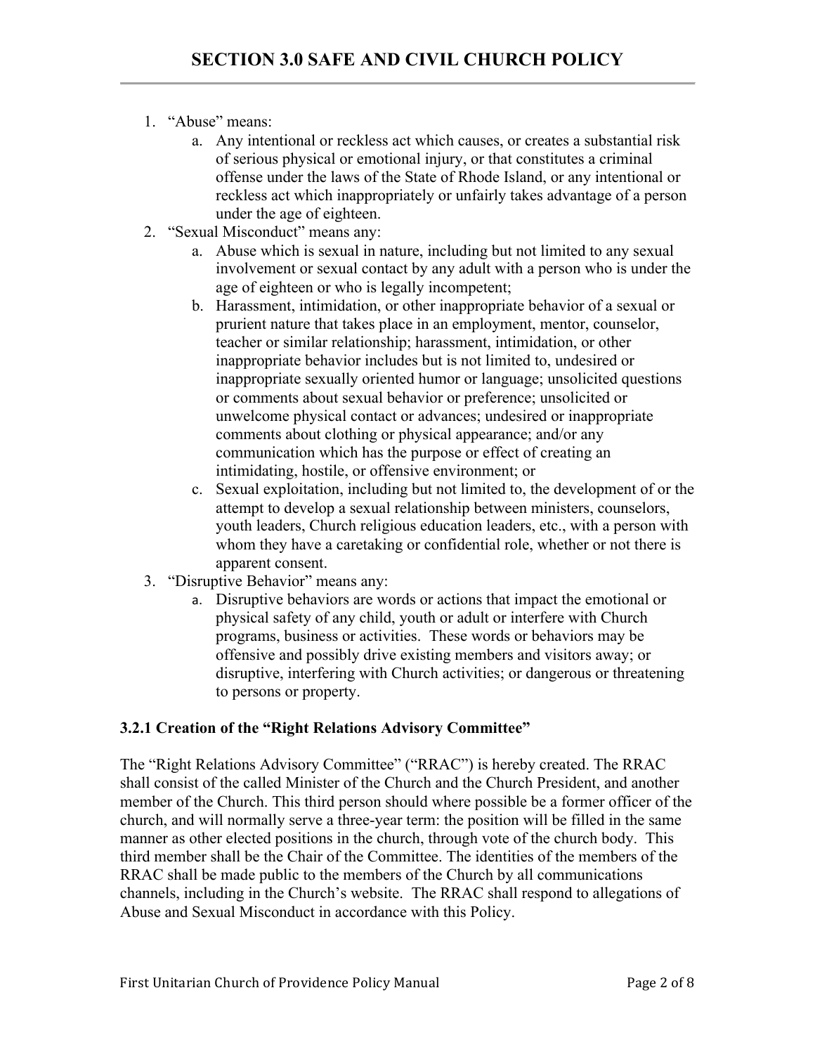1. "Abuse" means:
    a. Any intentional or reckless act which causes, or creates a substantial risk of serious physical or emotional injury, or that constitutes a criminal offense under the laws of the State of Rhode Island, or any intentional or reckless act which inappropriately or unfairly takes advantage of a person under the age of eighteen.
2. "Sexual Misconduct" means any:
    a. Abuse which is sexual in nature, including but not limited to any sexual involvement or sexual contact by any adult with a person who is under the age of eighteen or who is legally incompetent;
    b. Harassment, intimidation, or other inappropriate behavior of a sexual or prurient nature that takes place in an employment, mentor, counselor, teacher or similar relationship; harassment, intimidation, or other inappropriate behavior includes but is not limited to, undesired or inappropriate sexually oriented humor or language; unsolicited questions or comments about sexual behavior or preference; unsolicited or unwelcome physical contact or advances; undesired or inappropriate comments about clothing or physical appearance; and/or any communication which has the purpose or effect of creating an intimidating, hostile, or offensive environment; or
    c. Sexual exploitation, including but not limited to, the development of or the attempt to develop a sexual relationship between ministers, counselors, youth leaders, Church religious education leaders, etc., with a person with whom they have a caretaking or confidential role, whether or not there is apparent consent.
3. "Disruptive Behavior" means any:
    a. Disruptive behaviors are words or actions that impact the emotional or physical safety of any child, youth or adult or interfere with Church programs, business or activities. These words or behaviors may be offensive and possibly drive existing members and visitors away; or disruptive, interfering with Church activities; or dangerous or threatening to persons or property.

### 3.2.1 Creation of the "Right Relations Advisory Committee"

The "Right Relations Advisory Committee" ("RRAC") is hereby created. The RRAC shall consist of the called Minister of the Church and the Church President, and another member of the Church. This third person should where possible be a former officer of the church, and will normally serve a three-year term: the position will be filled in the same manner as other elected positions in the church, through vote of the church body. This third member shall be the Chair of the Committee. The identities of the members of the RRAC shall be made public to the members of the Church by all communications channels, including in the Church's website. The RRAC shall respond to allegations of Abuse and Sexual Misconduct in accordance with this Policy.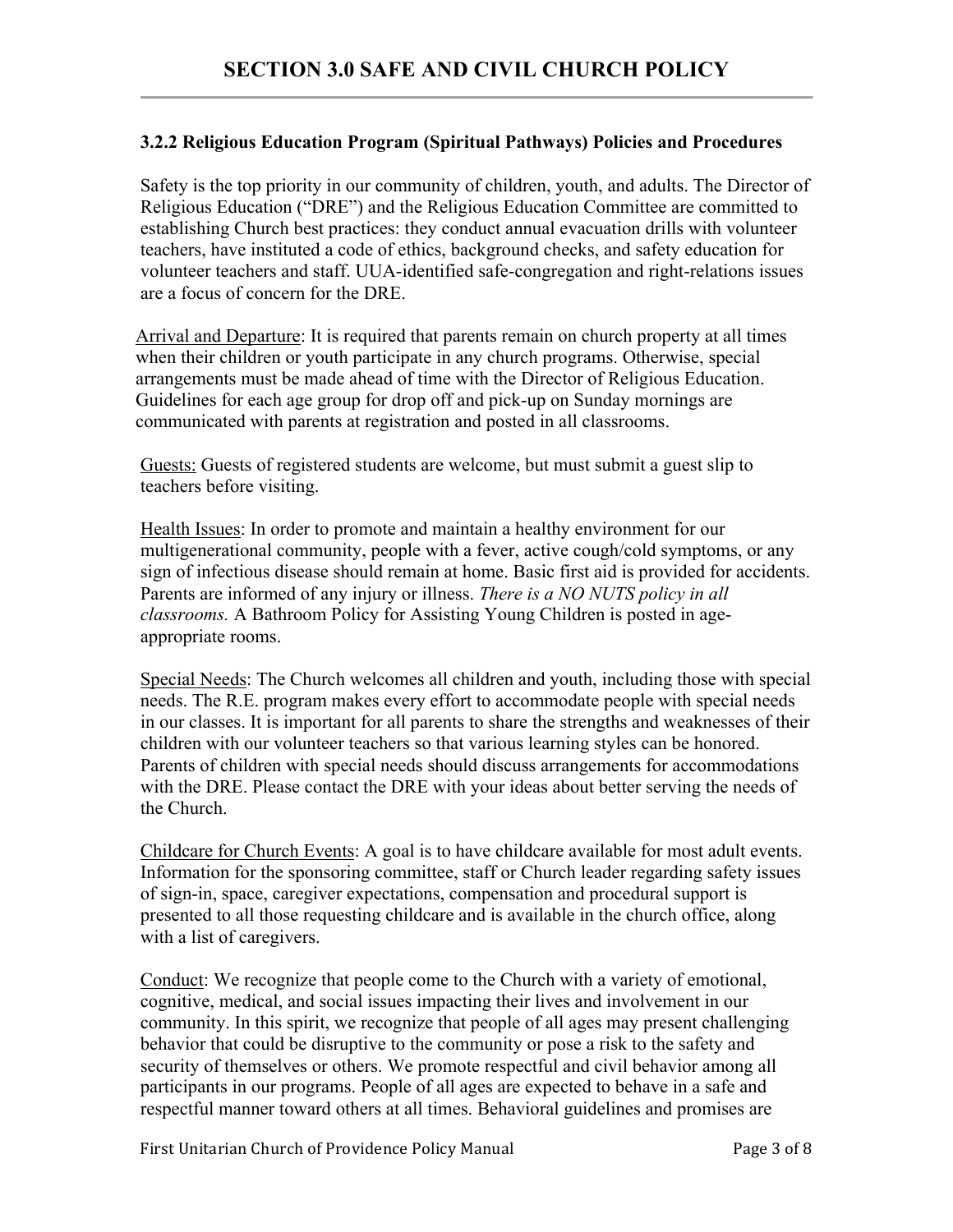# SECTION 3.0 SAFE AND CIVIL CHURCH POLICY

### 3.2.2 Religious Education Program (Spiritual Pathways) Policies and Procedures

Safety is the top priority in our community of children, youth, and adults. The Director of Religious Education ("DRE") and the Religious Education Committee are committed to establishing Church best practices: they conduct annual evacuation drills with volunteer teachers, have instituted a code of ethics, background checks, and safety education for volunteer teachers and staff. UUA-identified safe-congregation and right-relations issues are a focus of concern for the DRE.

<u>Arrival and Departure</u>: It is required that parents remain on church property at all times when their children or youth participate in any church programs. Otherwise, special arrangements must be made ahead of time with the Director of Religious Education. Guidelines for each age group for drop off and pick-up on Sunday mornings are communicated with parents at registration and posted in all classrooms.

<u>Guests:</u> Guests of registered students are welcome, but must submit a guest slip to teachers before visiting.

<u>Health Issues</u>: In order to promote and maintain a healthy environment for our multigenerational community, people with a fever, active cough/cold symptoms, or any sign of infectious disease should remain at home. Basic first aid is provided for accidents. Parents are informed of any injury or illness. *There is a NO NUTS policy in all classrooms.* A Bathroom Policy for Assisting Young Children is posted in age-appropriate rooms.

<u>Special Needs</u>: The Church welcomes all children and youth, including those with special needs. The R.E. program makes every effort to accommodate people with special needs in our classes. It is important for all parents to share the strengths and weaknesses of their children with our volunteer teachers so that various learning styles can be honored. Parents of children with special needs should discuss arrangements for accommodations with the DRE. Please contact the DRE with your ideas about better serving the needs of the Church.

<u>Childcare for Church Events</u>: A goal is to have childcare available for most adult events. Information for the sponsoring committee, staff or Church leader regarding safety issues of sign-in, space, caregiver expectations, compensation and procedural support is presented to all those requesting childcare and is available in the church office, along with a list of caregivers.

<u>Conduct</u>: We recognize that people come to the Church with a variety of emotional, cognitive, medical, and social issues impacting their lives and involvement in our community. In this spirit, we recognize that people of all ages may present challenging behavior that could be disruptive to the community or pose a risk to the safety and security of themselves or others. We promote respectful and civil behavior among all participants in our programs. People of all ages are expected to behave in a safe and respectful manner toward others at all times. Behavioral guidelines and promises are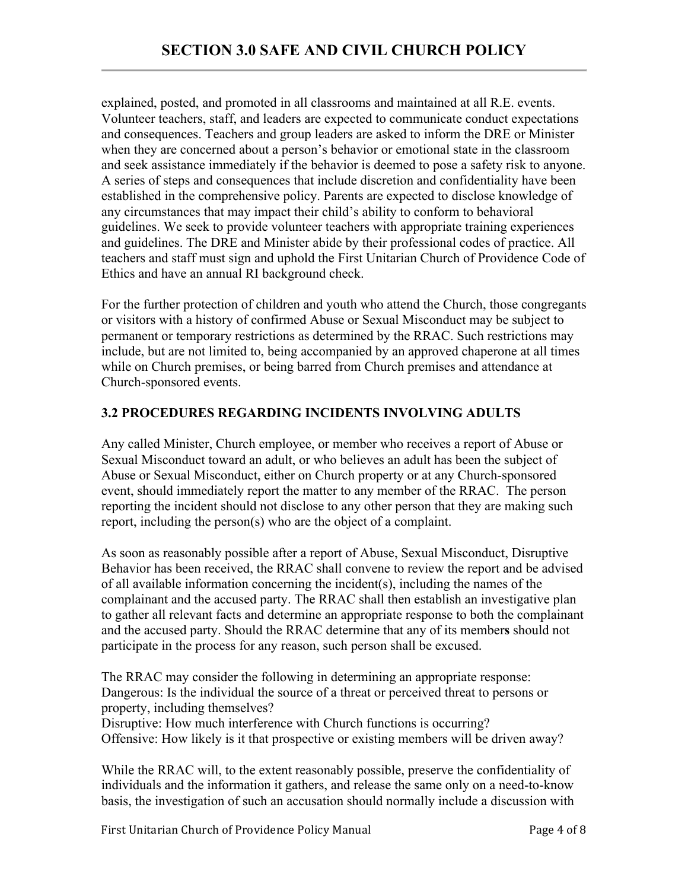explained, posted, and promoted in all classrooms and maintained at all R.E. events. Volunteer teachers, staff, and leaders are expected to communicate conduct expectations and consequences. Teachers and group leaders are asked to inform the DRE or Minister when they are concerned about a person's behavior or emotional state in the classroom and seek assistance immediately if the behavior is deemed to pose a safety risk to anyone. A series of steps and consequences that include discretion and confidentiality have been established in the comprehensive policy. Parents are expected to disclose knowledge of any circumstances that may impact their child's ability to conform to behavioral guidelines. We seek to provide volunteer teachers with appropriate training experiences and guidelines. The DRE and Minister abide by their professional codes of practice. All teachers and staff must sign and uphold the First Unitarian Church of Providence Code of Ethics and have an annual RI background check.

For the further protection of children and youth who attend the Church, those congregants or visitors with a history of confirmed Abuse or Sexual Misconduct may be subject to permanent or temporary restrictions as determined by the RRAC. Such restrictions may include, but are not limited to, being accompanied by an approved chaperone at all times while on Church premises, or being barred from Church premises and attendance at Church-sponsored events.

### 3.2 PROCEDURES REGARDING INCIDENTS INVOLVING ADULTS

Any called Minister, Church employee, or member who receives a report of Abuse or Sexual Misconduct toward an adult, or who believes an adult has been the subject of Abuse or Sexual Misconduct, either on Church property or at any Church-sponsored event, should immediately report the matter to any member of the RRAC. The person reporting the incident should not disclose to any other person that they are making such report, including the person(s) who are the object of a complaint.

As soon as reasonably possible after a report of Abuse, Sexual Misconduct, Disruptive Behavior has been received, the RRAC shall convene to review the report and be advised of all available information concerning the incident(s), including the names of the complainant and the accused party. The RRAC shall then establish an investigative plan to gather all relevant facts and determine an appropriate response to both the complainant and the accused party. Should the RRAC determine that any of its members should not participate in the process for any reason, such person shall be excused.

The RRAC may consider the following in determining an appropriate response:
Dangerous: Is the individual the source of a threat or perceived threat to persons or property, including themselves?
Disruptive: How much interference with Church functions is occurring?
Offensive: How likely is it that prospective or existing members will be driven away?

While the RRAC will, to the extent reasonably possible, preserve the confidentiality of individuals and the information it gathers, and release the same only on a need-to-know basis, the investigation of such an accusation should normally include a discussion with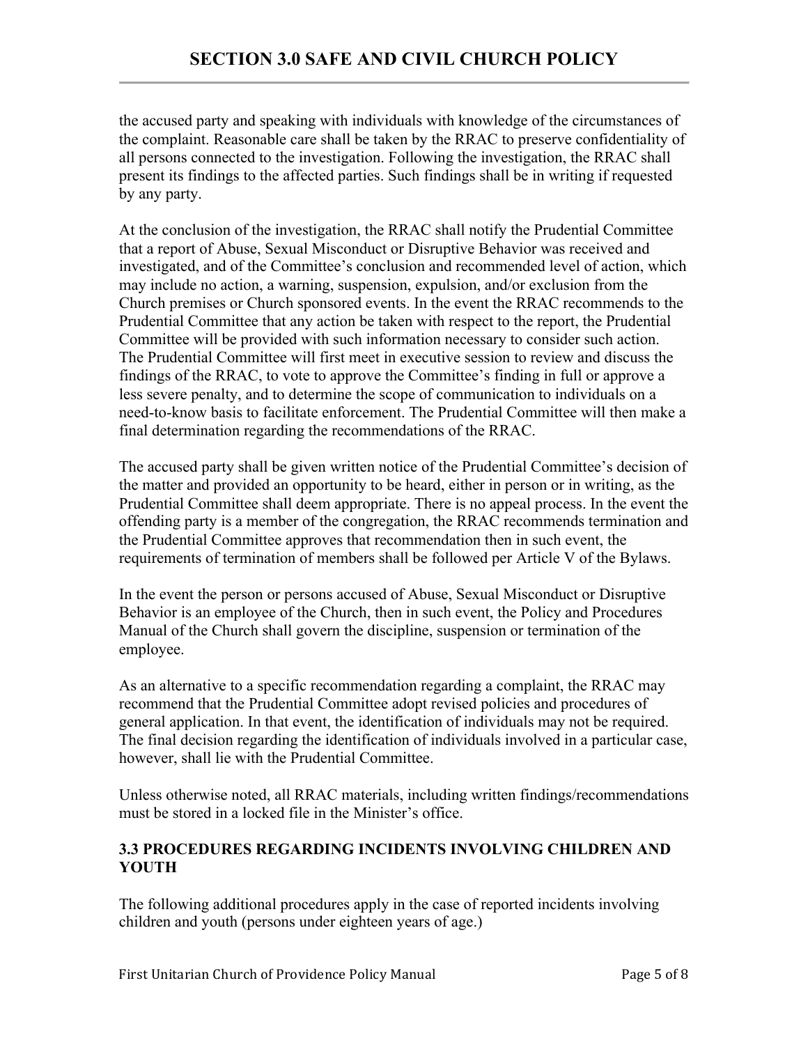the accused party and speaking with individuals with knowledge of the circumstances of the complaint. Reasonable care shall be taken by the RRAC to preserve confidentiality of all persons connected to the investigation. Following the investigation, the RRAC shall present its findings to the affected parties. Such findings shall be in writing if requested by any party.

At the conclusion of the investigation, the RRAC shall notify the Prudential Committee that a report of Abuse, Sexual Misconduct or Disruptive Behavior was received and investigated, and of the Committee's conclusion and recommended level of action, which may include no action, a warning, suspension, expulsion, and/or exclusion from the Church premises or Church sponsored events. In the event the RRAC recommends to the Prudential Committee that any action be taken with respect to the report, the Prudential Committee will be provided with such information necessary to consider such action. The Prudential Committee will first meet in executive session to review and discuss the findings of the RRAC, to vote to approve the Committee's finding in full or approve a less severe penalty, and to determine the scope of communication to individuals on a need-to-know basis to facilitate enforcement. The Prudential Committee will then make a final determination regarding the recommendations of the RRAC.

The accused party shall be given written notice of the Prudential Committee's decision of the matter and provided an opportunity to be heard, either in person or in writing, as the Prudential Committee shall deem appropriate. There is no appeal process. In the event the offending party is a member of the congregation, the RRAC recommends termination and the Prudential Committee approves that recommendation then in such event, the requirements of termination of members shall be followed per Article V of the Bylaws.

In the event the person or persons accused of Abuse, Sexual Misconduct or Disruptive Behavior is an employee of the Church, then in such event, the Policy and Procedures Manual of the Church shall govern the discipline, suspension or termination of the employee.

As an alternative to a specific recommendation regarding a complaint, the RRAC may recommend that the Prudential Committee adopt revised policies and procedures of general application. In that event, the identification of individuals may not be required. The final decision regarding the identification of individuals involved in a particular case, however, shall lie with the Prudential Committee.

Unless otherwise noted, all RRAC materials, including written findings/recommendations must be stored in a locked file in the Minister's office.

### 3.3 PROCEDURES REGARDING INCIDENTS INVOLVING CHILDREN AND YOUTH

The following additional procedures apply in the case of reported incidents involving children and youth (persons under eighteen years of age.)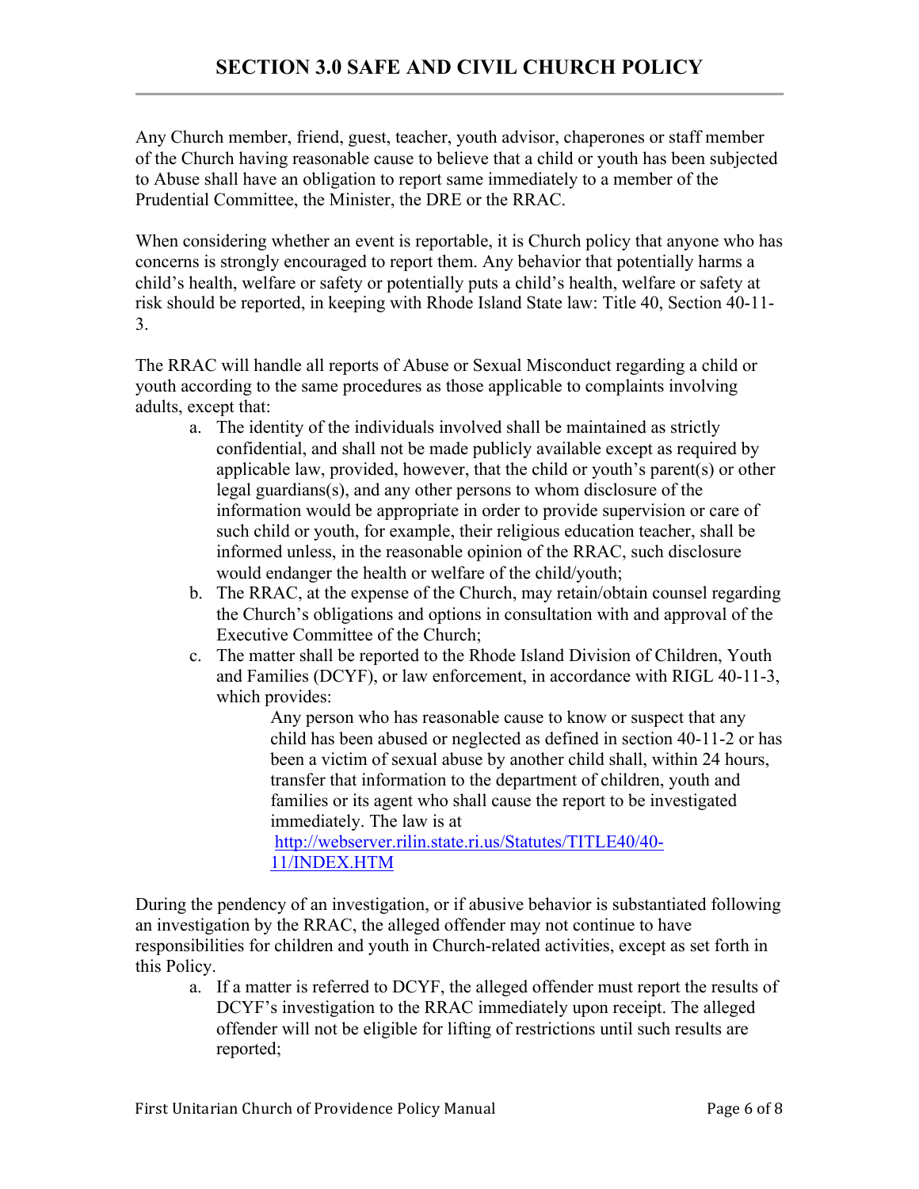# SECTION 3.0 SAFE AND CIVIL CHURCH POLICY

Any Church member, friend, guest, teacher, youth advisor, chaperones or staff member of the Church having reasonable cause to believe that a child or youth has been subjected to Abuse shall have an obligation to report same immediately to a member of the Prudential Committee, the Minister, the DRE or the RRAC.

When considering whether an event is reportable, it is Church policy that anyone who has concerns is strongly encouraged to report them. Any behavior that potentially harms a child's health, welfare or safety or potentially puts a child's health, welfare or safety at risk should be reported, in keeping with Rhode Island State law: Title 40, Section 40-11-3.

The RRAC will handle all reports of Abuse or Sexual Misconduct regarding a child or youth according to the same procedures as those applicable to complaints involving adults, except that:

a. The identity of the individuals involved shall be maintained as strictly confidential, and shall not be made publicly available except as required by applicable law, provided, however, that the child or youth's parent(s) or other legal guardians(s), and any other persons to whom disclosure of the information would be appropriate in order to provide supervision or care of such child or youth, for example, their religious education teacher, shall be informed unless, in the reasonable opinion of the RRAC, such disclosure would endanger the health or welfare of the child/youth;
b. The RRAC, at the expense of the Church, may retain/obtain counsel regarding the Church's obligations and options in consultation with and approval of the Executive Committee of the Church;
c. The matter shall be reported to the Rhode Island Division of Children, Youth and Families (DCYF), or law enforcement, in accordance with RIGL 40-11-3, which provides:

   > Any person who has reasonable cause to know or suspect that any child has been abused or neglected as defined in section 40-11-2 or has been a victim of sexual abuse by another child shall, within 24 hours, transfer that information to the department of children, youth and families or its agent who shall cause the report to be investigated immediately. The law is at [http://webserver.rilin.state.ri.us/Statutes/TITLE40/40-11/INDEX.HTM](http://webserver.rilin.state.ri.us/Statutes/TITLE40/40-11/INDEX.HTM)

During the pendency of an investigation, or if abusive behavior is substantiated following an investigation by the RRAC, the alleged offender may not continue to have responsibilities for children and youth in Church-related activities, except as set forth in this Policy.

a. If a matter is referred to DCYF, the alleged offender must report the results of DCYF's investigation to the RRAC immediately upon receipt. The alleged offender will not be eligible for lifting of restrictions until such results are reported;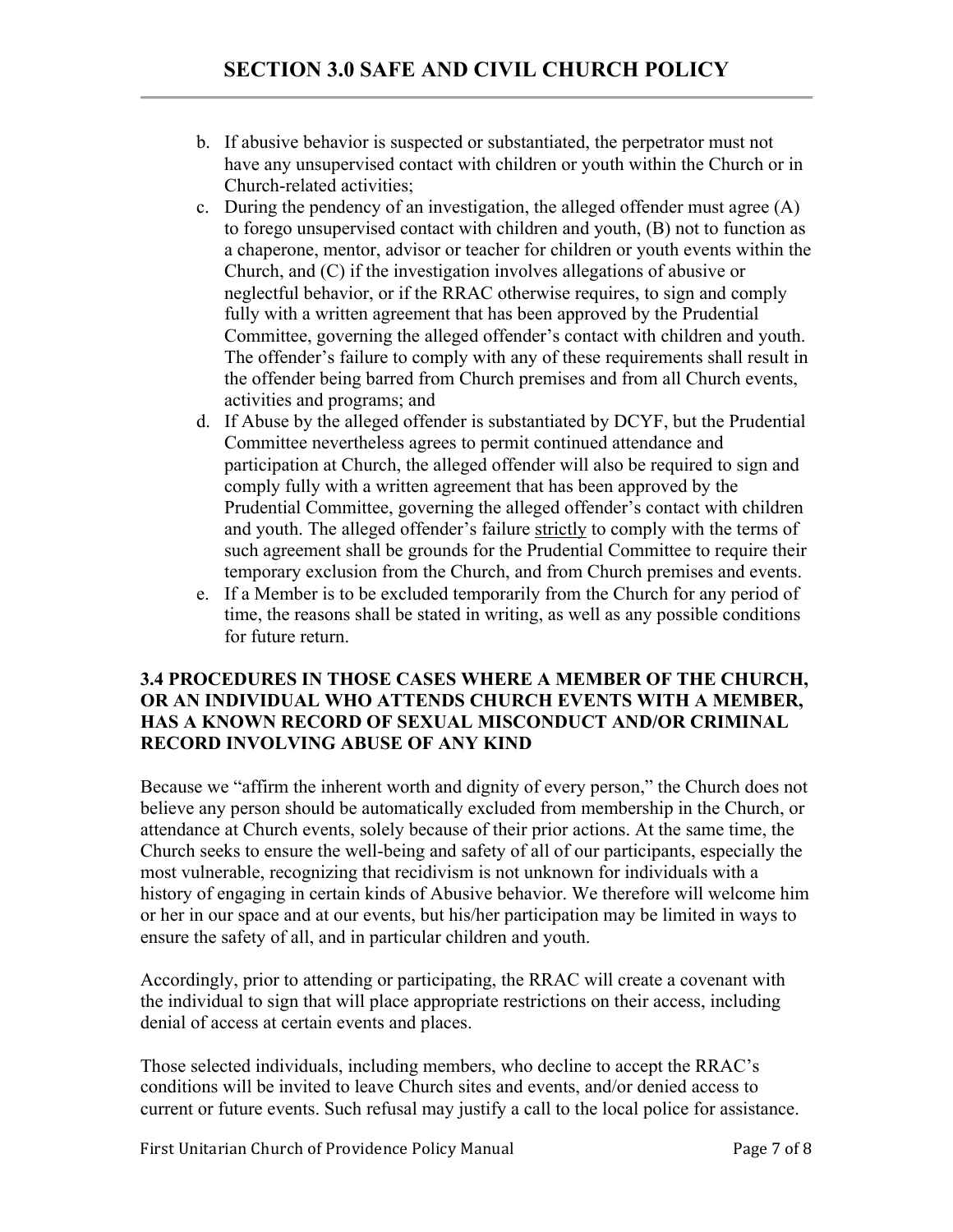b. If abusive behavior is suspected or substantiated, the perpetrator must not have any unsupervised contact with children or youth within the Church or in Church-related activities;
c. During the pendency of an investigation, the alleged offender must agree (A) to forego unsupervised contact with children and youth, (B) not to function as a chaperone, mentor, advisor or teacher for children or youth events within the Church, and (C) if the investigation involves allegations of abusive or neglectful behavior, or if the RRAC otherwise requires, to sign and comply fully with a written agreement that has been approved by the Prudential Committee, governing the alleged offender's contact with children and youth. The offender's failure to comply with any of these requirements shall result in the offender being barred from Church premises and from all Church events, activities and programs; and
d. If Abuse by the alleged offender is substantiated by DCYF, but the Prudential Committee nevertheless agrees to permit continued attendance and participation at Church, the alleged offender will also be required to sign and comply fully with a written agreement that has been approved by the Prudential Committee, governing the alleged offender's contact with children and youth. The alleged offender's failure <u>strictly</u> to comply with the terms of such agreement shall be grounds for the Prudential Committee to require their temporary exclusion from the Church, and from Church premises and events.
e. If a Member is to be excluded temporarily from the Church for any period of time, the reasons shall be stated in writing, as well as any possible conditions for future return.

### 3.4 PROCEDURES IN THOSE CASES WHERE A MEMBER OF THE CHURCH, OR AN INDIVIDUAL WHO ATTENDS CHURCH EVENTS WITH A MEMBER, HAS A KNOWN RECORD OF SEXUAL MISCONDUCT AND/OR CRIMINAL RECORD INVOLVING ABUSE OF ANY KIND

Because we "affirm the inherent worth and dignity of every person," the Church does not believe any person should be automatically excluded from membership in the Church, or attendance at Church events, solely because of their prior actions. At the same time, the Church seeks to ensure the well-being and safety of all of our participants, especially the most vulnerable, recognizing that recidivism is not unknown for individuals with a history of engaging in certain kinds of Abusive behavior. We therefore will welcome him or her in our space and at our events, but his/her participation may be limited in ways to ensure the safety of all, and in particular children and youth.

Accordingly, prior to attending or participating, the RRAC will create a covenant with the individual to sign that will place appropriate restrictions on their access, including denial of access at certain events and places.

Those selected individuals, including members, who decline to accept the RRAC's conditions will be invited to leave Church sites and events, and/or denied access to current or future events. Such refusal may justify a call to the local police for assistance.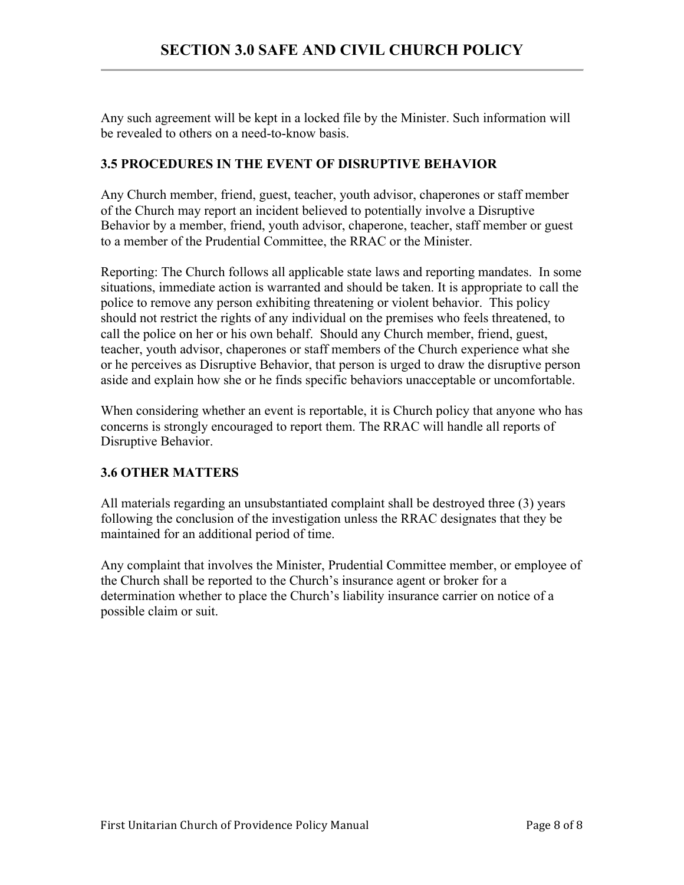Any such agreement will be kept in a locked file by the Minister. Such information will be revealed to others on a need-to-know basis.

### 3.5 PROCEDURES IN THE EVENT OF DISRUPTIVE BEHAVIOR

Any Church member, friend, guest, teacher, youth advisor, chaperones or staff member of the Church may report an incident believed to potentially involve a Disruptive Behavior by a member, friend, youth advisor, chaperone, teacher, staff member or guest to a member of the Prudential Committee, the RRAC or the Minister.

Reporting: The Church follows all applicable state laws and reporting mandates. In some situations, immediate action is warranted and should be taken. It is appropriate to call the police to remove any person exhibiting threatening or violent behavior. This policy should not restrict the rights of any individual on the premises who feels threatened, to call the police on her or his own behalf. Should any Church member, friend, guest, teacher, youth advisor, chaperones or staff members of the Church experience what she or he perceives as Disruptive Behavior, that person is urged to draw the disruptive person aside and explain how she or he finds specific behaviors unacceptable or uncomfortable.

When considering whether an event is reportable, it is Church policy that anyone who has concerns is strongly encouraged to report them. The RRAC will handle all reports of Disruptive Behavior.

### 3.6 OTHER MATTERS

All materials regarding an unsubstantiated complaint shall be destroyed three (3) years following the conclusion of the investigation unless the RRAC designates that they be maintained for an additional period of time.

Any complaint that involves the Minister, Prudential Committee member, or employee of the Church shall be reported to the Church's insurance agent or broker for a determination whether to place the Church's liability insurance carrier on notice of a possible claim or suit.